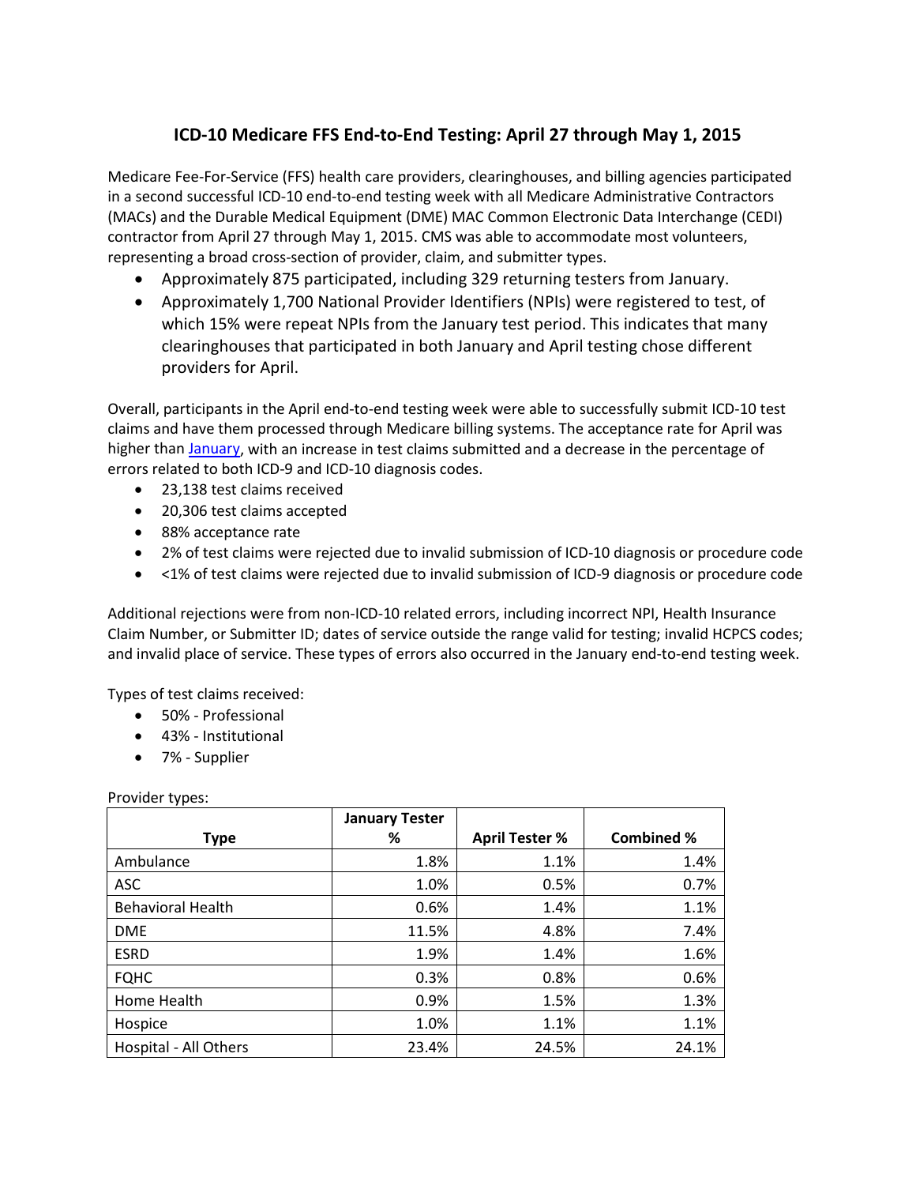# ICD-10 Medicare FFS End-to-End Testing: April 27 through May 1, 2015

Medicare Fee-For-Service (FFS) health care providers, clearinghouses, and billing agencies participated in a second successful ICD-10 end-to-end testing week with all Medicare Administrative Contractors (MACs) and the Durable Medical Equipment (DME) MAC Common Electronic Data Interchange (CEDI) contractor from April 27 through May 1, 2015. CMS was able to accommodate most volunteers, representing a broad cross-section of provider, claim, and submitter types.

- Approximately 875 participated, including 329 returning testers from January.
- Approximately 1,700 National Provider Identifiers (NPIs) were registered to test, of which 15% were repeat NPIs from the January test period. This indicates that many clearinghouses that participated in both January and April testing chose different providers for April.

Overall, participants in the April end-to-end testing week were able to successfully submit ICD-10 test claims and have them processed through Medicare billing systems. The acceptance rate for April was higher than January, with an increase in test claims submitted and a decrease in the percentage of errors related to both ICD-9 and ICD-10 diagnosis codes.

- 23,138 test claims received
- 20,306 test claims accepted
- 88% acceptance rate
- 2% of test claims were rejected due to invalid submission of ICD-10 diagnosis or procedure code
- <1% of test claims were rejected due to invalid submission of ICD-9 diagnosis or procedure code

Additional rejections were from non-ICD-10 related errors, including incorrect NPI, Health Insurance Claim Number, or Submitter ID; dates of service outside the range valid for testing; invalid HCPCS codes; and invalid place of service. These types of errors also occurred in the January end-to-end testing week.

Types of test claims received:

- 50% - Professional
- 43% - Institutional
- 7% - Supplier

Provider types:

| Type | January Tester % | April Tester % | Combined % |
|---|---|---|---|
| Ambulance | 1.8% | 1.1% | 1.4% |
| ASC | 1.0% | 0.5% | 0.7% |
| Behavioral Health | 0.6% | 1.4% | 1.1% |
| DME | 11.5% | 4.8% | 7.4% |
| ESRD | 1.9% | 1.4% | 1.6% |
| FQHC | 0.3% | 0.8% | 0.6% |
| Home Health | 0.9% | 1.5% | 1.3% |
| Hospice | 1.0% | 1.1% | 1.1% |
| Hospital - All Others | 23.4% | 24.5% | 24.1% |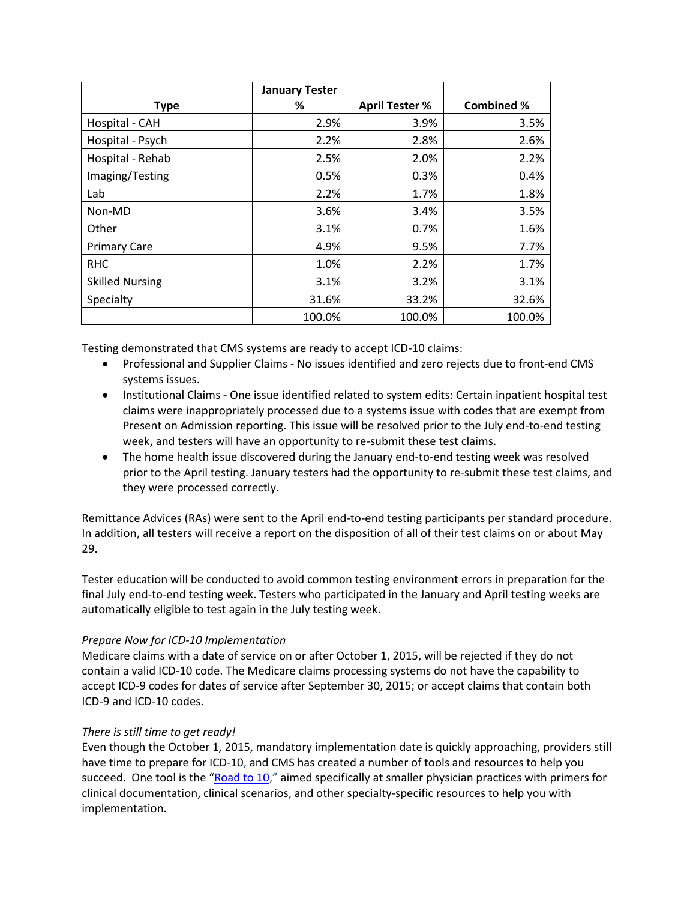| Type | January Tester % | April Tester % | Combined % |
|---|---|---|---|
| Hospital - CAH | 2.9% | 3.9% | 3.5% |
| Hospital - Psych | 2.2% | 2.8% | 2.6% |
| Hospital - Rehab | 2.5% | 2.0% | 2.2% |
| Imaging/Testing | 0.5% | 0.3% | 0.4% |
| Lab | 2.2% | 1.7% | 1.8% |
| Non-MD | 3.6% | 3.4% | 3.5% |
| Other | 3.1% | 0.7% | 1.6% |
| Primary Care | 4.9% | 9.5% | 7.7% |
| RHC | 1.0% | 2.2% | 1.7% |
| Skilled Nursing | 3.1% | 3.2% | 3.1% |
| Specialty | 31.6% | 33.2% | 32.6% |
| | 100.0% | 100.0% | 100.0% |

Testing demonstrated that CMS systems are ready to accept ICD-10 claims:

- Professional and Supplier Claims - No issues identified and zero rejects due to front-end CMS systems issues.
- Institutional Claims - One issue identified related to system edits: Certain inpatient hospital test claims were inappropriately processed due to a systems issue with codes that are exempt from Present on Admission reporting. This issue will be resolved prior to the July end-to-end testing week, and testers will have an opportunity to re-submit these test claims.
- The home health issue discovered during the January end-to-end testing week was resolved prior to the April testing. January testers had the opportunity to re-submit these test claims, and they were processed correctly.

Remittance Advices (RAs) were sent to the April end-to-end testing participants per standard procedure. In addition, all testers will receive a report on the disposition of all of their test claims on or about May 29.

Tester education will be conducted to avoid common testing environment errors in preparation for the final July end-to-end testing week. Testers who participated in the January and April testing weeks are automatically eligible to test again in the July testing week.

*Prepare Now for ICD-10 Implementation*

Medicare claims with a date of service on or after October 1, 2015, will be rejected if they do not contain a valid ICD-10 code. The Medicare claims processing systems do not have the capability to accept ICD-9 codes for dates of service after September 30, 2015; or accept claims that contain both ICD-9 and ICD-10 codes.

*There is still time to get ready!*

Even though the October 1, 2015, mandatory implementation date is quickly approaching, providers still have time to prepare for ICD-10, and CMS has created a number of tools and resources to help you succeed. One tool is the "Road to 10," aimed specifically at smaller physician practices with primers for clinical documentation, clinical scenarios, and other specialty-specific resources to help you with implementation.